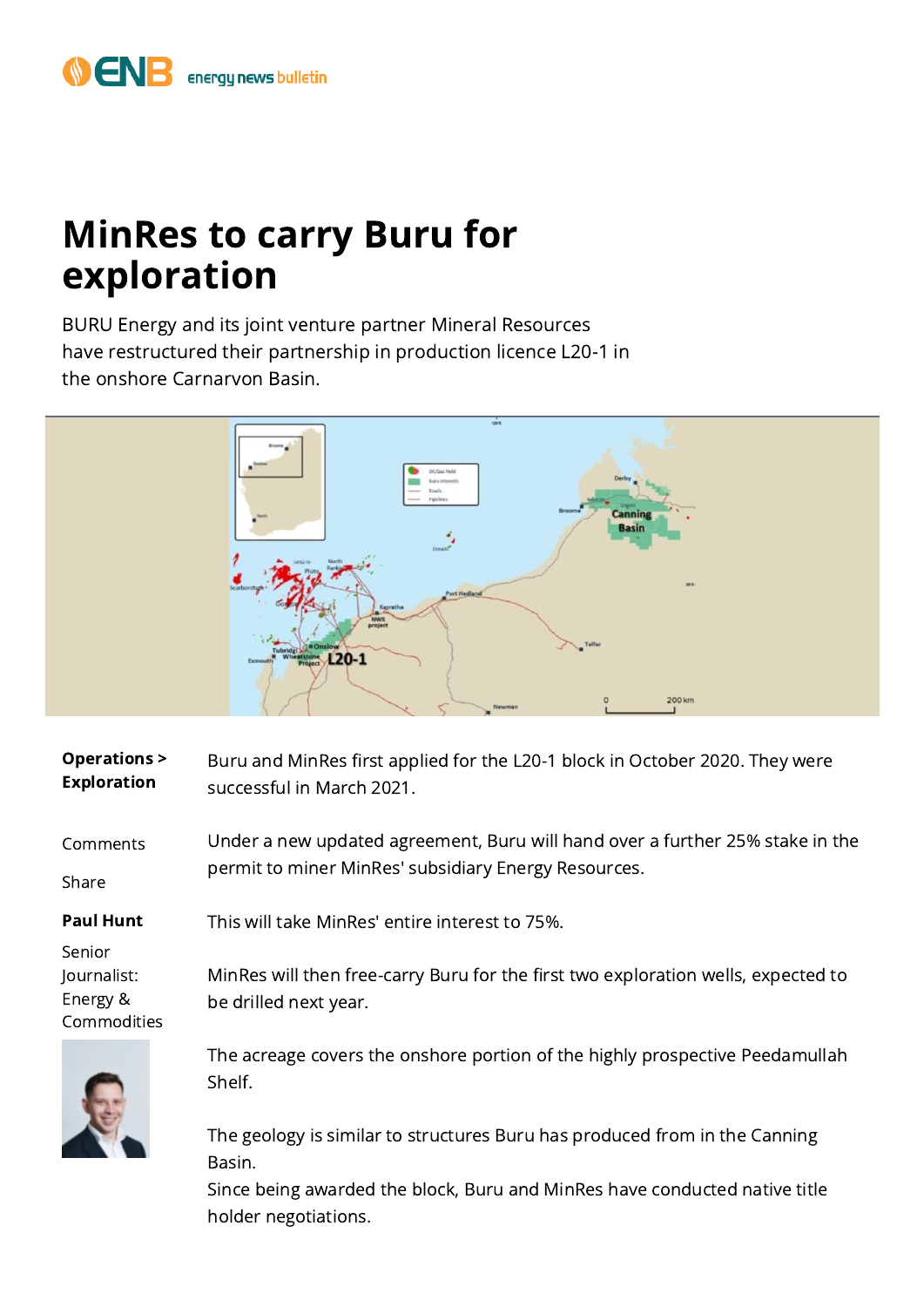# MinRes to carry Buru for exploration

BURU Energy and its joint venture partner Mineral Resources have restructured their partnership in production licence L20-1 in the onshore Carnarvon Basin.

**Operations > Exploration**

Comments

Share

**Paul Hunt**

Senior Journalist: Energy & Commodities

Buru and MinRes first applied for the L20-1 block in October 2020. They were successful in March 2021.

Under a new updated agreement, Buru will hand over a further 25% stake in the permit to miner MinRes' subsidiary Energy Resources.

This will take MinRes' entire interest to 75%.

MinRes will then free-carry Buru for the first two exploration wells, expected to be drilled next year.

The acreage covers the onshore portion of the highly prospective Peedamullah Shelf.

The geology is similar to structures Buru has produced from in the Canning Basin.
Since being awarded the block, Buru and MinRes have conducted native title holder negotiations.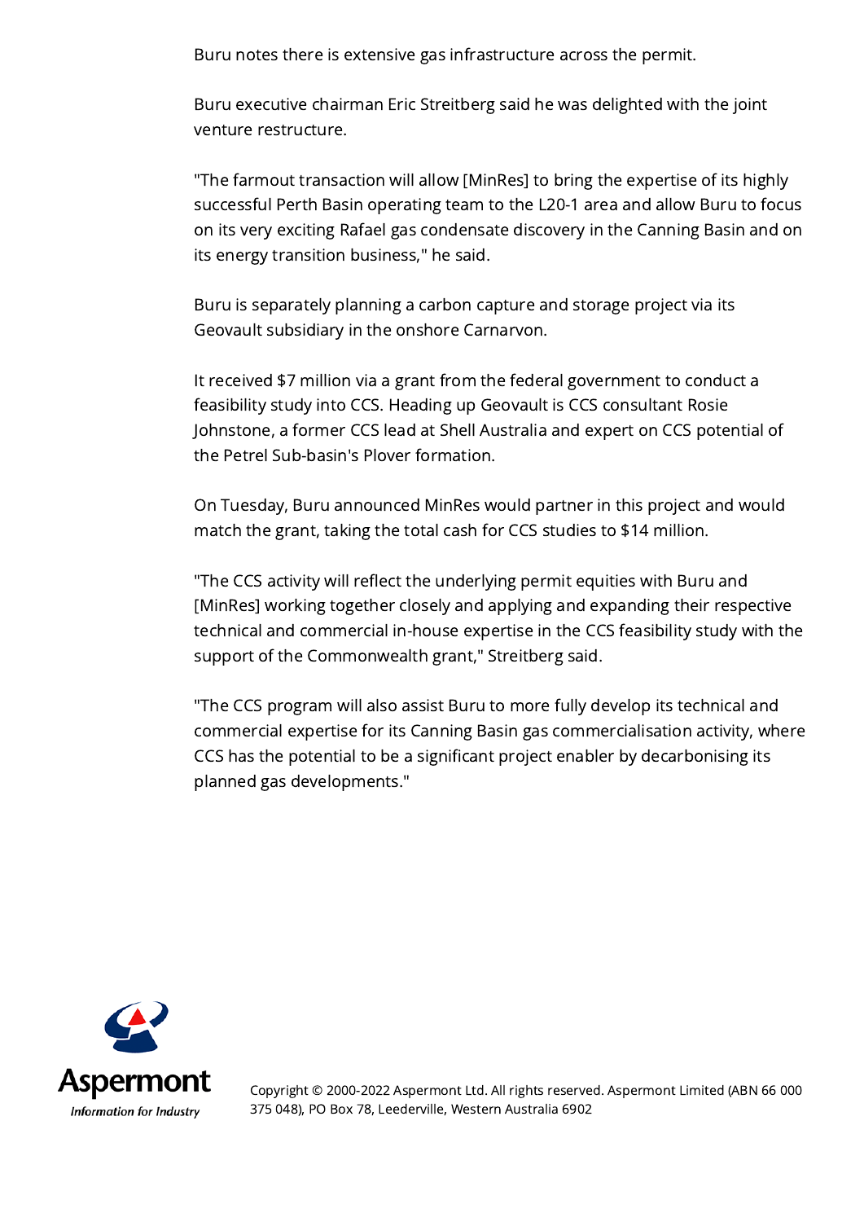Buru notes there is extensive gas infrastructure across the permit.

Buru executive chairman Eric Streitberg said he was delighted with the joint venture restructure.

"The farmout transaction will allow [MinRes] to bring the expertise of its highly successful Perth Basin operating team to the L20-1 area and allow Buru to focus on its very exciting Rafael gas condensate discovery in the Canning Basin and on its energy transition business," he said.

Buru is separately planning a carbon capture and storage project via its Geovault subsidiary in the onshore Carnarvon.

It received $7 million via a grant from the federal government to conduct a feasibility study into CCS. Heading up Geovault is CCS consultant Rosie Johnstone, a former CCS lead at Shell Australia and expert on CCS potential of the Petrel Sub-basin's Plover formation.

On Tuesday, Buru announced MinRes would partner in this project and would match the grant, taking the total cash for CCS studies to $14 million.

"The CCS activity will reflect the underlying permit equities with Buru and [MinRes] working together closely and applying and expanding their respective technical and commercial in-house expertise in the CCS feasibility study with the support of the Commonwealth grant," Streitberg said.

"The CCS program will also assist Buru to more fully develop its technical and commercial expertise for its Canning Basin gas commercialisation activity, where CCS has the potential to be a significant project enabler by decarbonising its planned gas developments."

Aspermont
*Information for Industry*

Copyright © 2000-2022 Aspermont Ltd. All rights reserved. Aspermont Limited (ABN 66 000 375 048), PO Box 78, Leederville, Western Australia 6902